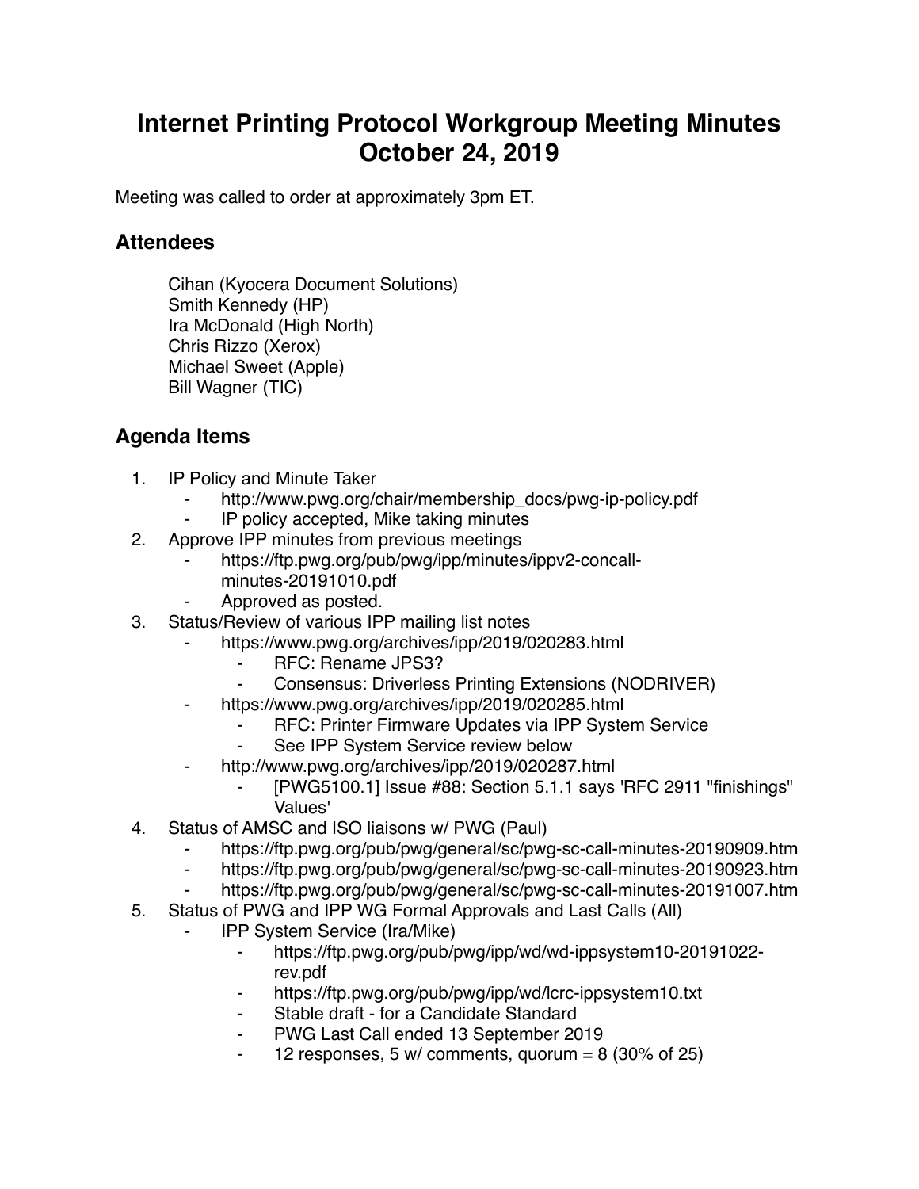# Internet Printing Protocol Workgroup Meeting Minutes October 24, 2019

Meeting was called to order at approximately 3pm ET.

## Attendees

Cihan (Kyocera Document Solutions)
Smith Kennedy (HP)
Ira McDonald (High North)
Chris Rizzo (Xerox)
Michael Sweet (Apple)
Bill Wagner (TIC)

## Agenda Items

1. IP Policy and Minute Taker
   - http://www.pwg.org/chair/membership_docs/pwg-ip-policy.pdf
   - IP policy accepted, Mike taking minutes
2. Approve IPP minutes from previous meetings
   - https://ftp.pwg.org/pub/pwg/ipp/minutes/ippv2-concall-minutes-20191010.pdf
   - Approved as posted.
3. Status/Review of various IPP mailing list notes
   - https://www.pwg.org/archives/ipp/2019/020283.html
     - RFC: Rename JPS3?
     - Consensus: Driverless Printing Extensions (NODRIVER)
   - https://www.pwg.org/archives/ipp/2019/020285.html
     - RFC: Printer Firmware Updates via IPP System Service
     - See IPP System Service review below
   - http://www.pwg.org/archives/ipp/2019/020287.html
     - [PWG5100.1] Issue #88: Section 5.1.1 says 'RFC 2911 "finishings" Values'
4. Status of AMSC and ISO liaisons w/ PWG (Paul)
   - https://ftp.pwg.org/pub/pwg/general/sc/pwg-sc-call-minutes-20190909.htm
   - https://ftp.pwg.org/pub/pwg/general/sc/pwg-sc-call-minutes-20190923.htm
   - https://ftp.pwg.org/pub/pwg/general/sc/pwg-sc-call-minutes-20191007.htm
5. Status of PWG and IPP WG Formal Approvals and Last Calls (All)
   - IPP System Service (Ira/Mike)
     - https://ftp.pwg.org/pub/pwg/ipp/wd/wd-ippsystem10-20191022-rev.pdf
     - https://ftp.pwg.org/pub/pwg/ipp/wd/lcrc-ippsystem10.txt
     - Stable draft - for a Candidate Standard
     - PWG Last Call ended 13 September 2019
     - 12 responses, 5 w/ comments, quorum = 8 (30% of 25)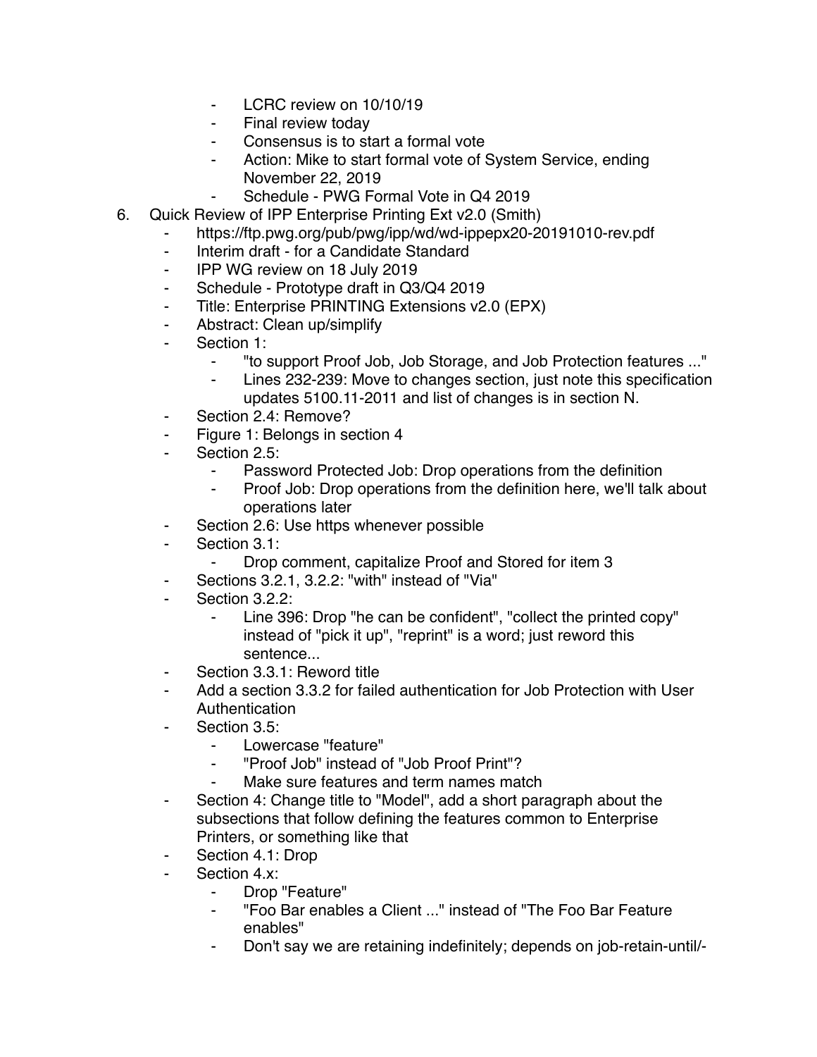- LCRC review on 10/10/19
  - Final review today
  - Consensus is to start a formal vote
  - Action: Mike to start formal vote of System Service, ending November 22, 2019
  - Schedule - PWG Formal Vote in Q4 2019

6. Quick Review of IPP Enterprise Printing Ext v2.0 (Smith)
   - https://ftp.pwg.org/pub/pwg/ipp/wd/wd-ippepx20-20191010-rev.pdf
   - Interim draft - for a Candidate Standard
   - IPP WG review on 18 July 2019
   - Schedule - Prototype draft in Q3/Q4 2019
   - Title: Enterprise PRINTING Extensions v2.0 (EPX)
   - Abstract: Clean up/simplify
   - Section 1:
     - "to support Proof Job, Job Storage, and Job Protection features ..."
     - Lines 232-239: Move to changes section, just note this specification updates 5100.11-2011 and list of changes is in section N.
   - Section 2.4: Remove?
   - Figure 1: Belongs in section 4
   - Section 2.5:
     - Password Protected Job: Drop operations from the definition
     - Proof Job: Drop operations from the definition here, we'll talk about operations later
   - Section 2.6: Use https whenever possible
   - Section 3.1:
     - Drop comment, capitalize Proof and Stored for item 3
   - Sections 3.2.1, 3.2.2: "with" instead of "Via"
   - Section 3.2.2:
     - Line 396: Drop "he can be confident", "collect the printed copy" instead of "pick it up", "reprint" is a word; just reword this sentence...
   - Section 3.3.1: Reword title
   - Add a section 3.3.2 for failed authentication for Job Protection with User Authentication
   - Section 3.5:
     - Lowercase "feature"
     - "Proof Job" instead of "Job Proof Print"?
     - Make sure features and term names match
   - Section 4: Change title to "Model", add a short paragraph about the subsections that follow defining the features common to Enterprise Printers, or something like that
   - Section 4.1: Drop
   - Section 4.x:
     - Drop "Feature"
     - "Foo Bar enables a Client ..." instead of "The Foo Bar Feature enables"
     - Don't say we are retaining indefinitely; depends on job-retain-until/-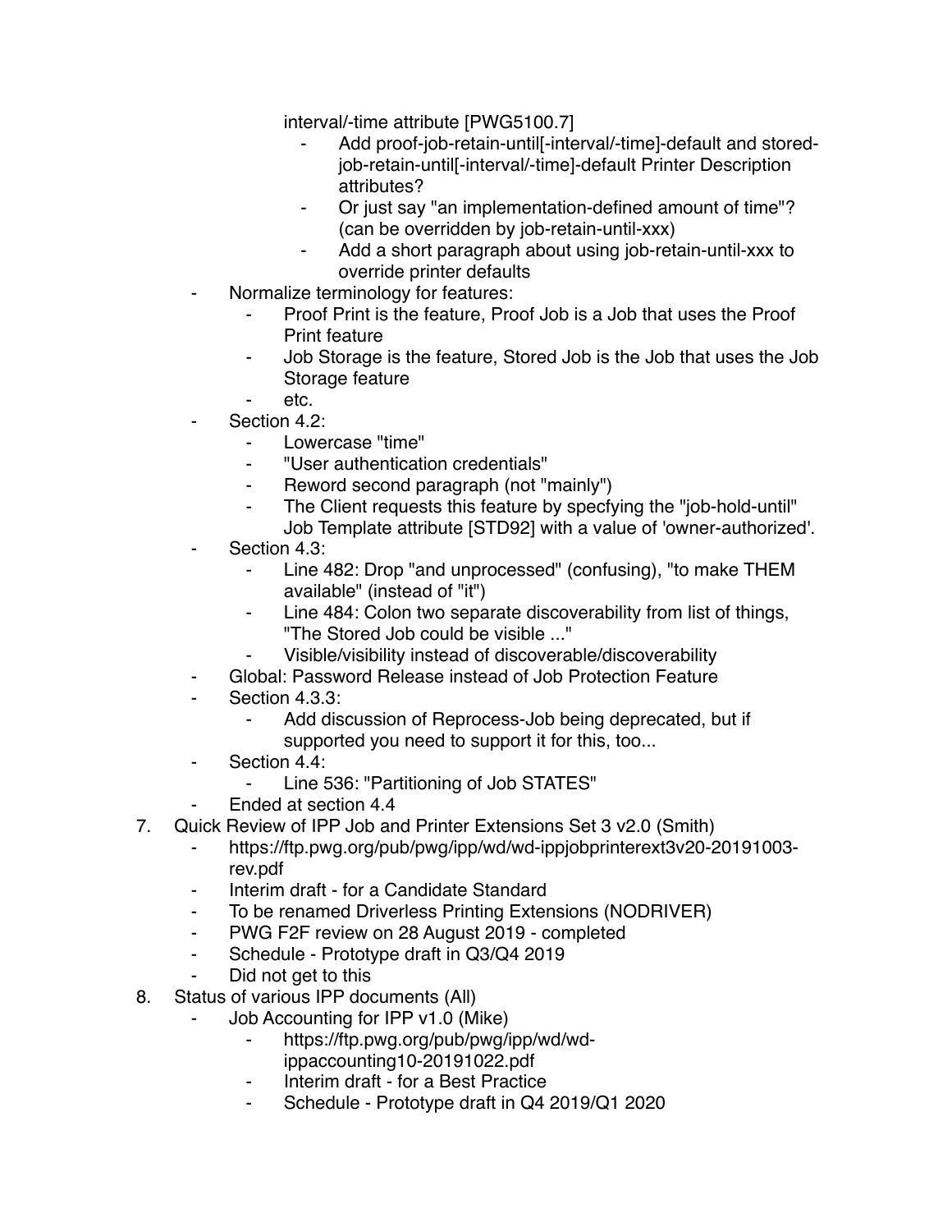interval/-time attribute [PWG5100.7]

        - Add proof-job-retain-until[-interval/-time]-default and stored-job-retain-until[-interval/-time]-default Printer Description attributes?
        - Or just say "an implementation-defined amount of time"? (can be overridden by job-retain-until-xxx)
        - Add a short paragraph about using job-retain-until-xxx to override printer defaults
    - Normalize terminology for features:
        - Proof Print is the feature, Proof Job is a Job that uses the Proof Print feature
        - Job Storage is the feature, Stored Job is the Job that uses the Job Storage feature
        - etc.
    - Section 4.2:
        - Lowercase "time"
        - "User authentication credentials"
        - Reword second paragraph (not "mainly")
        - The Client requests this feature by specfying the "job-hold-until" Job Template attribute [STD92] with a value of 'owner-authorized'.
    - Section 4.3:
        - Line 482: Drop "and unprocessed" (confusing), "to make THEM available" (instead of "it")
        - Line 484: Colon two separate discoverability from list of things, "The Stored Job could be visible ..."
        - Visible/visibility instead of discoverable/discoverability
    - Global: Password Release instead of Job Protection Feature
    - Section 4.3.3:
        - Add discussion of Reprocess-Job being deprecated, but if supported you need to support it for this, too...
    - Section 4.4:
        - Line 536: "Partitioning of Job STATES"
    - Ended at section 4.4
7. Quick Review of IPP Job and Printer Extensions Set 3 v2.0 (Smith)
    - https://ftp.pwg.org/pub/pwg/ipp/wd/wd-ippjobprinterext3v20-20191003-rev.pdf
    - Interim draft - for a Candidate Standard
    - To be renamed Driverless Printing Extensions (NODRIVER)
    - PWG F2F review on 28 August 2019 - completed
    - Schedule - Prototype draft in Q3/Q4 2019
    - Did not get to this
8. Status of various IPP documents (All)
    - Job Accounting for IPP v1.0 (Mike)
        - https://ftp.pwg.org/pub/pwg/ipp/wd/wd-ippaccounting10-20191022.pdf
        - Interim draft - for a Best Practice
        - Schedule - Prototype draft in Q4 2019/Q1 2020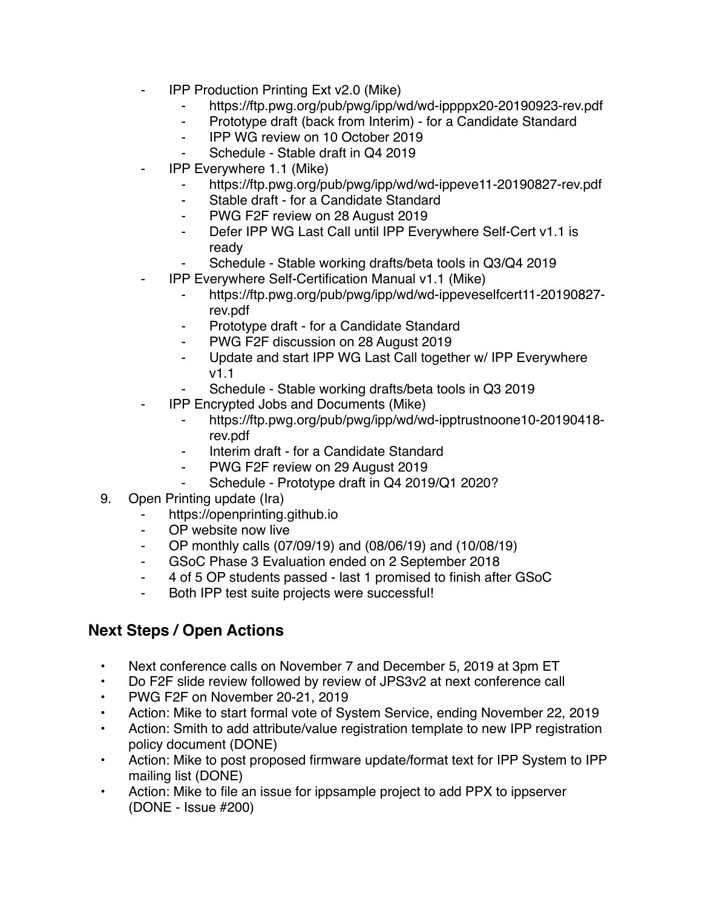- IPP Production Printing Ext v2.0 (Mike)
    - https://ftp.pwg.org/pub/pwg/ipp/wd/wd-ippppx20-20190923-rev.pdf
    - Prototype draft (back from Interim) - for a Candidate Standard
    - IPP WG review on 10 October 2019
    - Schedule - Stable draft in Q4 2019
- IPP Everywhere 1.1 (Mike)
    - https://ftp.pwg.org/pub/pwg/ipp/wd/wd-ippeve11-20190827-rev.pdf
    - Stable draft - for a Candidate Standard
    - PWG F2F review on 28 August 2019
    - Defer IPP WG Last Call until IPP Everywhere Self-Cert v1.1 is ready
    - Schedule - Stable working drafts/beta tools in Q3/Q4 2019
- IPP Everywhere Self-Certification Manual v1.1 (Mike)
    - https://ftp.pwg.org/pub/pwg/ipp/wd/wd-ippeveselfcert11-20190827-rev.pdf
    - Prototype draft - for a Candidate Standard
    - PWG F2F discussion on 28 August 2019
    - Update and start IPP WG Last Call together w/ IPP Everywhere v1.1
    - Schedule - Stable working drafts/beta tools in Q3 2019
- IPP Encrypted Jobs and Documents (Mike)
    - https://ftp.pwg.org/pub/pwg/ipp/wd/wd-ipptrustnoone10-20190418-rev.pdf
    - Interim draft - for a Candidate Standard
    - PWG F2F review on 29 August 2019
    - Schedule - Prototype draft in Q4 2019/Q1 2020?

9. Open Printing update (Ira)
    - https://openprinting.github.io
    - OP website now live
    - OP monthly calls (07/09/19) and (08/06/19) and (10/08/19)
    - GSoC Phase 3 Evaluation ended on 2 September 2018
    - 4 of 5 OP students passed - last 1 promised to finish after GSoC
    - Both IPP test suite projects were successful!

## Next Steps / Open Actions

- Next conference calls on November 7 and December 5, 2019 at 3pm ET
- Do F2F slide review followed by review of JPS3v2 at next conference call
- PWG F2F on November 20-21, 2019
- Action: Mike to start formal vote of System Service, ending November 22, 2019
- Action: Smith to add attribute/value registration template to new IPP registration policy document (DONE)
- Action: Mike to post proposed firmware update/format text for IPP System to IPP mailing list (DONE)
- Action: Mike to file an issue for ippsample project to add PPX to ippserver (DONE - Issue #200)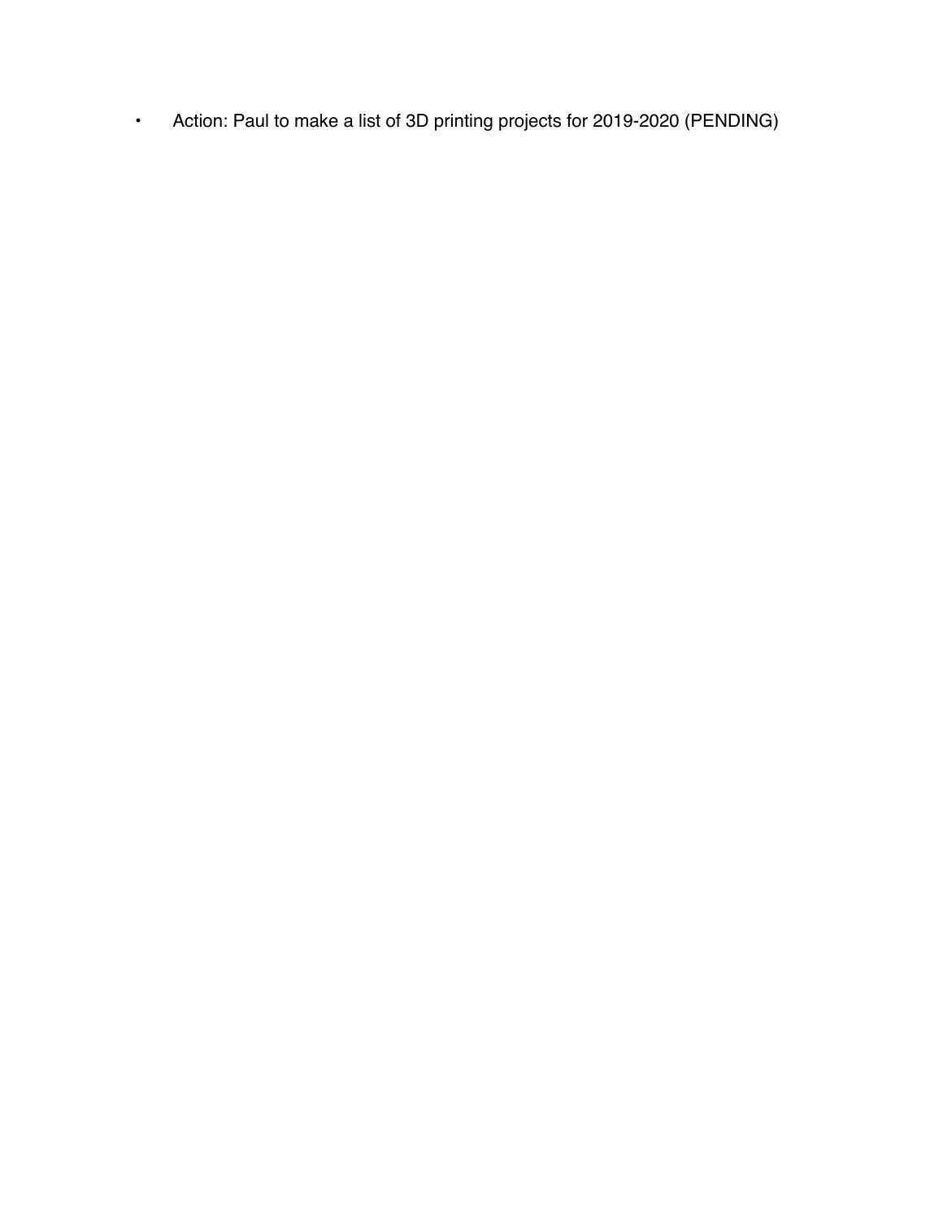- Action: Paul to make a list of 3D printing projects for 2019-2020 (PENDING)